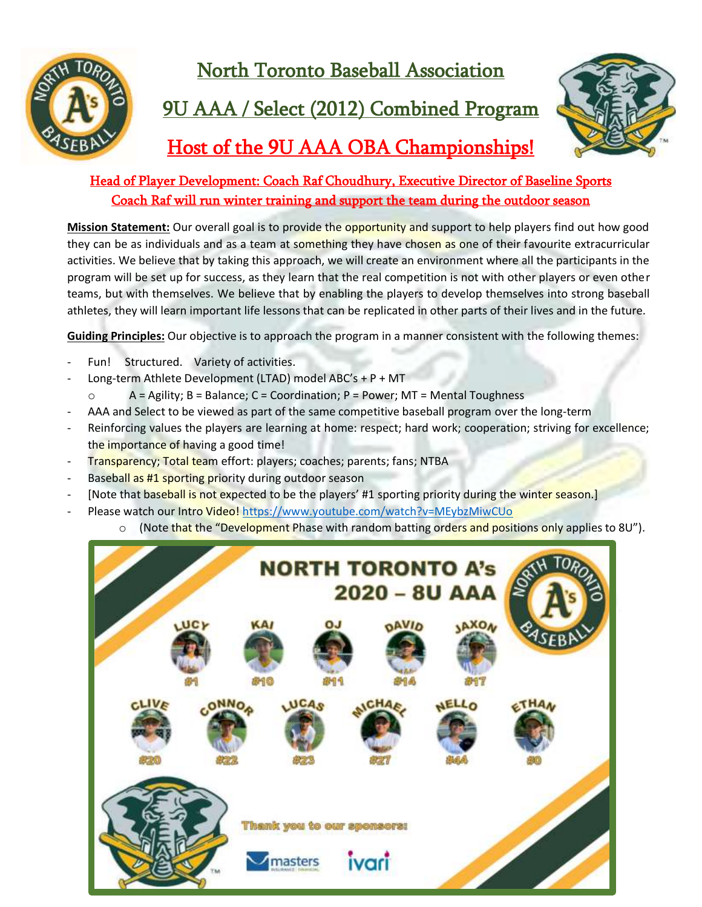# North Toronto Baseball Association

## 9U AAA / Select (2012) Combined Program

## Host of the 9U AAA OBA Championships!

**Head of Player Development: Coach Raf Choudhury, Executive Director of Baseline Sports**
**Coach Raf will run winter training and support the team during the outdoor season**

**Mission Statement:** Our overall goal is to provide the opportunity and support to help players find out how good they can be as individuals and as a team at something they have chosen as one of their favourite extracurricular activities. We believe that by taking this approach, we will create an environment where all the participants in the program will be set up for success, as they learn that the real competition is not with other players or even other teams, but with themselves. We believe that by enabling the players to develop themselves into strong baseball athletes, they will learn important life lessons that can be replicated in other parts of their lives and in the future.

**Guiding Principles:** Our objective is to approach the program in a manner consistent with the following themes:

- Fun! Structured. Variety of activities.
- Long-term Athlete Development (LTAD) model ABC's + P + MT
  - A = Agility; B = Balance; C = Coordination; P = Power; MT = Mental Toughness
- AAA and Select to be viewed as part of the same competitive baseball program over the long-term
- Reinforcing values the players are learning at home: respect; hard work; cooperation; striving for excellence; the importance of having a good time!
- Transparency; Total team effort: players; coaches; parents; fans; NTBA
- Baseball as #1 sporting priority during outdoor season
- [Note that baseball is not expected to be the players' #1 sporting priority during the winter season.]
- Please watch our Intro Video! https://www.youtube.com/watch?v=MEybzMiwCUo
  - (Note that the "Development Phase with random batting orders and positions only applies to 8U").

NORTH TORONTO A's
2020 – 8U AAA

LUCY #1, KAI #10, OJ #11, DAVID #14, JAXON #17, CLIVE #20, CONNOR #22, LUCAS #23, MICHAEL #27, NELLO #44, ETHAN #0

Thank you to our sponsors: masters, ivari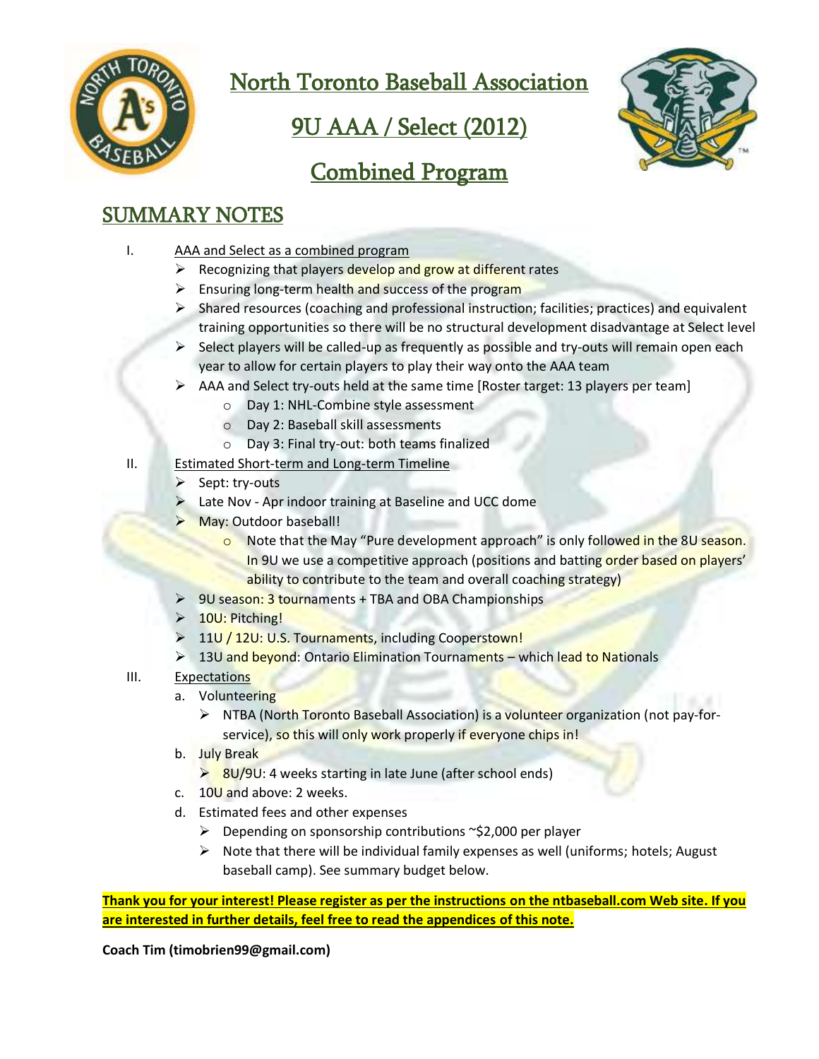# North Toronto Baseball Association

# 9U AAA / Select (2012)

# Combined Program

## SUMMARY NOTES

I. AAA and Select as a combined program
- Recognizing that players develop and grow at different rates
- Ensuring long-term health and success of the program
- Shared resources (coaching and professional instruction; facilities; practices) and equivalent training opportunities so there will be no structural development disadvantage at Select level
- Select players will be called-up as frequently as possible and try-outs will remain open each year to allow for certain players to play their way onto the AAA team
- AAA and Select try-outs held at the same time [Roster target: 13 players per team]
  - Day 1: NHL-Combine style assessment
  - Day 2: Baseball skill assessments
  - Day 3: Final try-out: both teams finalized

II. Estimated Short-term and Long-term Timeline
- Sept: try-outs
- Late Nov - Apr indoor training at Baseline and UCC dome
- May: Outdoor baseball!
  - Note that the May "Pure development approach" is only followed in the 8U season. In 9U we use a competitive approach (positions and batting order based on players' ability to contribute to the team and overall coaching strategy)
- 9U season: 3 tournaments + TBA and OBA Championships
- 10U: Pitching!
- 11U / 12U: U.S. Tournaments, including Cooperstown!
- 13U and beyond: Ontario Elimination Tournaments – which lead to Nationals

III. Expectations

a. Volunteering
   - NTBA (North Toronto Baseball Association) is a volunteer organization (not pay-for-service), so this will only work properly if everyone chips in!

b. July Break
   - 8U/9U: 4 weeks starting in late June (after school ends)

c. 10U and above: 2 weeks.

d. Estimated fees and other expenses
   - Depending on sponsorship contributions ~$2,000 per player
   - Note that there will be individual family expenses as well (uniforms; hotels; August baseball camp). See summary budget below.

**Thank you for your interest! Please register as per the instructions on the ntbaseball.com Web site. If you are interested in further details, feel free to read the appendices of this note.**

**Coach Tim (timobrien99@gmail.com)**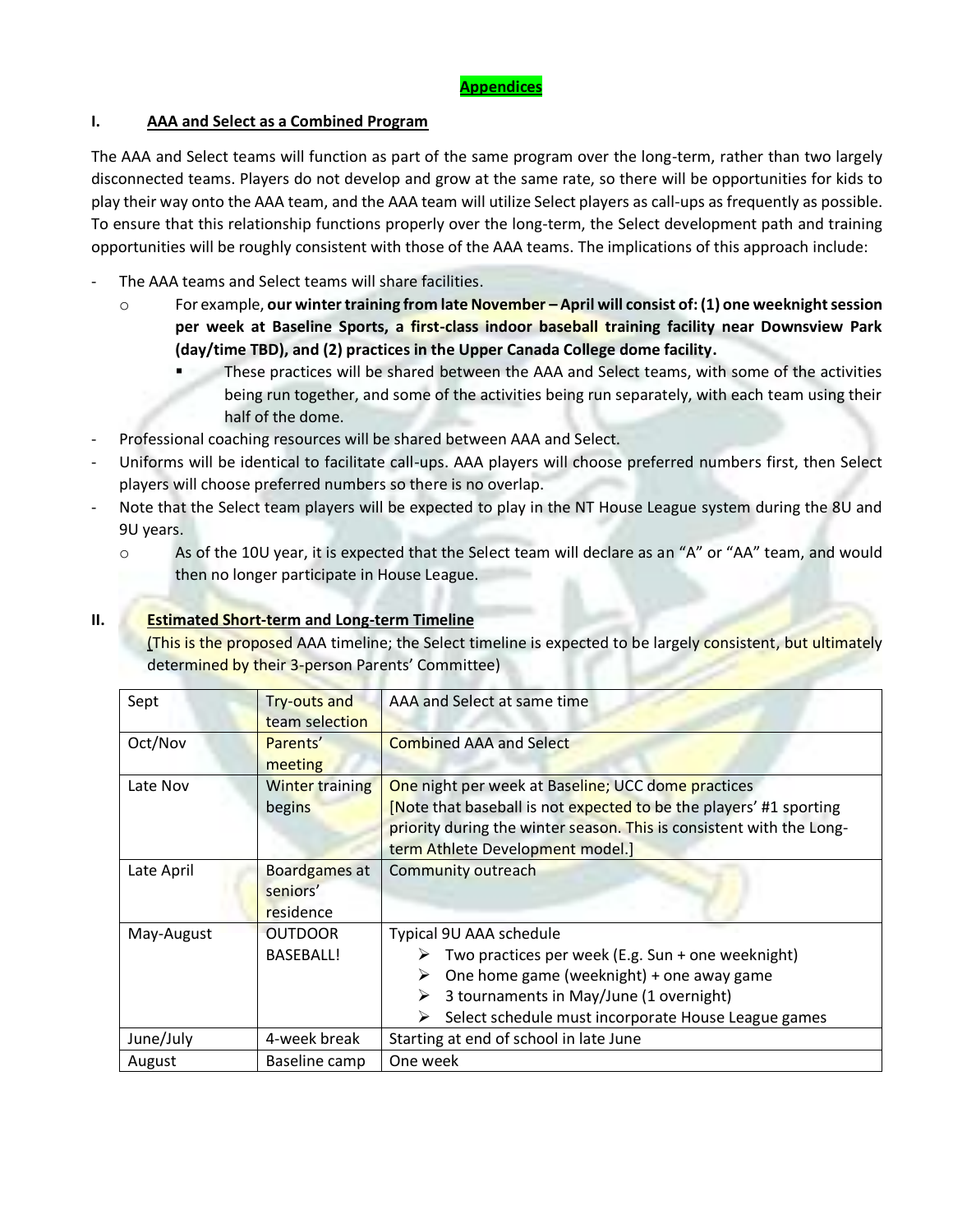## Appendices

### I. AAA and Select as a Combined Program

The AAA and Select teams will function as part of the same program over the long-term, rather than two largely disconnected teams. Players do not develop and grow at the same rate, so there will be opportunities for kids to play their way onto the AAA team, and the AAA team will utilize Select players as call-ups as frequently as possible. To ensure that this relationship functions properly over the long-term, the Select development path and training opportunities will be roughly consistent with those of the AAA teams. The implications of this approach include:

- The AAA teams and Select teams will share facilities.
  - For example, **our winter training from late November – April will consist of: (1) one weeknight session per week at Baseline Sports, a first-class indoor baseball training facility near Downsview Park (day/time TBD), and (2) practices in the Upper Canada College dome facility.**
    - These practices will be shared between the AAA and Select teams, with some of the activities being run together, and some of the activities being run separately, with each team using their half of the dome.
- Professional coaching resources will be shared between AAA and Select.
- Uniforms will be identical to facilitate call-ups. AAA players will choose preferred numbers first, then Select players will choose preferred numbers so there is no overlap.
- Note that the Select team players will be expected to play in the NT House League system during the 8U and 9U years.
  - As of the 10U year, it is expected that the Select team will declare as an "A" or "AA" team, and would then no longer participate in House League.

### II. Estimated Short-term and Long-term Timeline

(This is the proposed AAA timeline; the Select timeline is expected to be largely consistent, but ultimately determined by their 3-person Parents' Committee)

| Sept | Try-outs and team selection | AAA and Select at same time |
|---|---|---|
| Oct/Nov | Parents' meeting | Combined AAA and Select |
| Late Nov | Winter training begins | One night per week at Baseline; UCC dome practices [Note that baseball is not expected to be the players' #1 sporting priority during the winter season. This is consistent with the Long-term Athlete Development model.] |
| Late April | Boardgames at seniors' residence | Community outreach |
| May-August | OUTDOOR BASEBALL! | Typical 9U AAA schedule<br>➢ Two practices per week (E.g. Sun + one weeknight)<br>➢ One home game (weeknight) + one away game<br>➢ 3 tournaments in May/June (1 overnight)<br>➢ Select schedule must incorporate House League games |
| June/July | 4-week break | Starting at end of school in late June |
| August | Baseline camp | One week |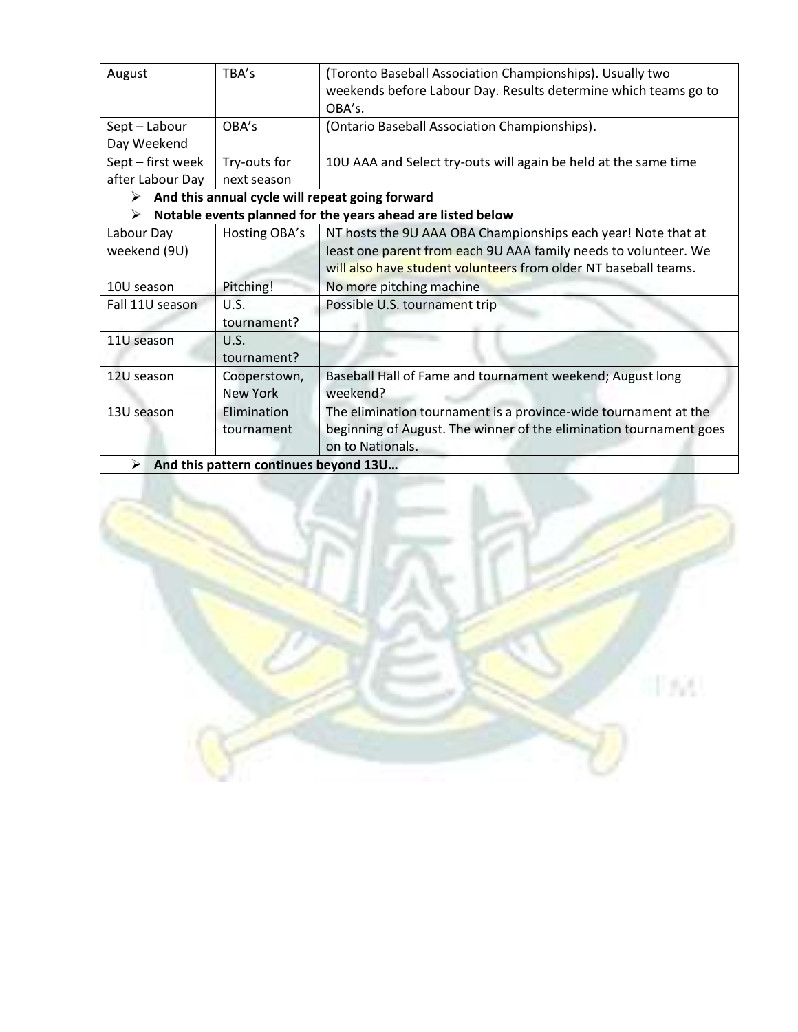| | | |
|---|---|---|
| August | TBA's | (Toronto Baseball Association Championships). Usually two weekends before Labour Day. Results determine which teams go to OBA's. |
| Sept – Labour Day Weekend | OBA's | (Ontario Baseball Association Championships). |
| Sept – first week after Labour Day | Try-outs for next season | 10U AAA and Select try-outs will again be held at the same time |
| ➢ **And this annual cycle will repeat going forward** | | |
| ➢ **Notable events planned for the years ahead are listed below** | | |
| Labour Day weekend (9U) | Hosting OBA's | NT hosts the 9U AAA OBA Championships each year! Note that at least one parent from each 9U AAA family needs to volunteer. We will also have student volunteers from older NT baseball teams. |
| 10U season | Pitching! | No more pitching machine |
| Fall 11U season | U.S. tournament? | Possible U.S. tournament trip |
| 11U season | U.S. tournament? | |
| 12U season | Cooperstown, New York | Baseball Hall of Fame and tournament weekend; August long weekend? |
| 13U season | Elimination tournament | The elimination tournament is a province-wide tournament at the beginning of August. The winner of the elimination tournament goes on to Nationals. |
| ➢ **And this pattern continues beyond 13U…** | | |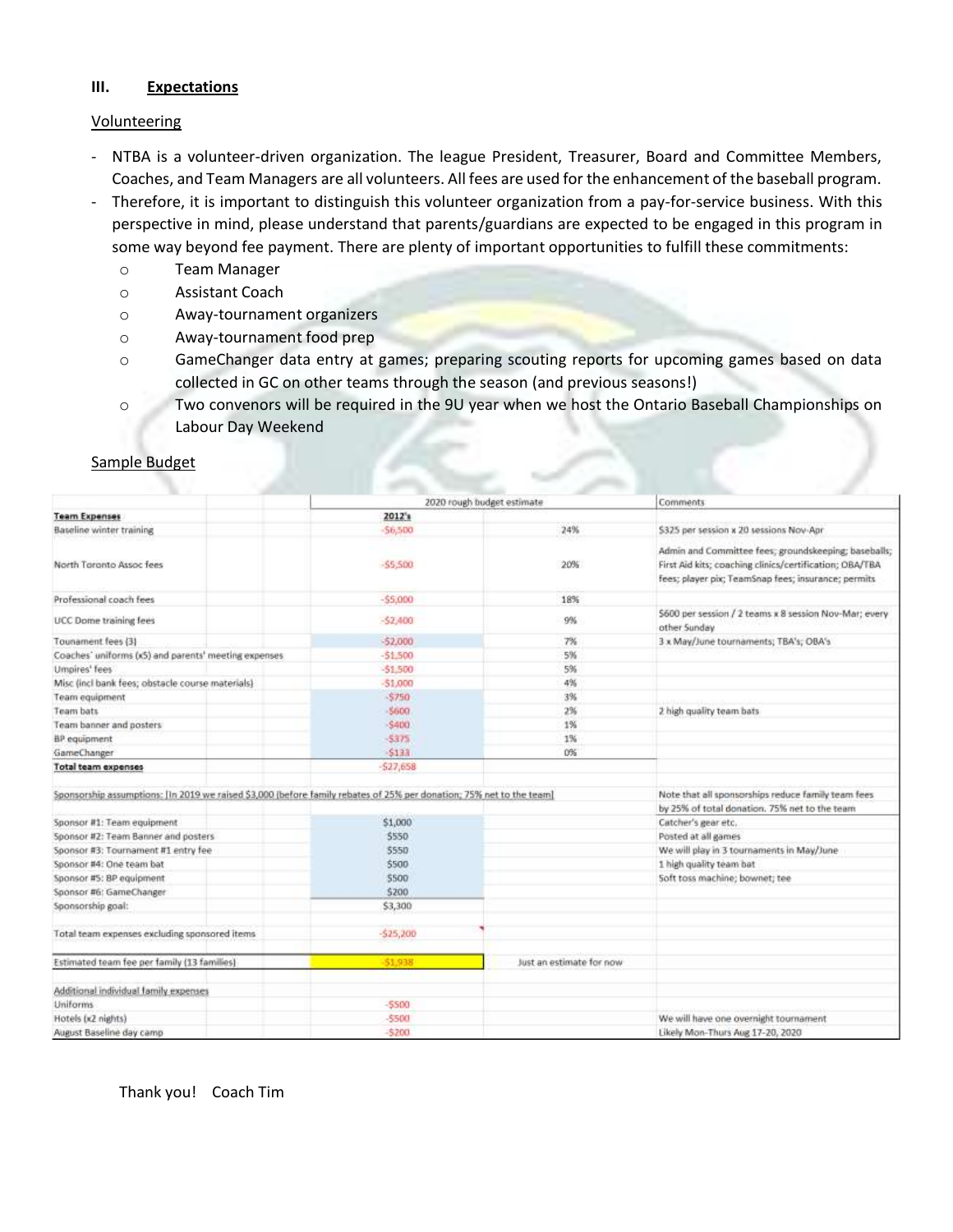### III. Expectations

Volunteering

- NTBA is a volunteer-driven organization. The league President, Treasurer, Board and Committee Members, Coaches, and Team Managers are all volunteers. All fees are used for the enhancement of the baseball program.
- Therefore, it is important to distinguish this volunteer organization from a pay-for-service business. With this perspective in mind, please understand that parents/guardians are expected to be engaged in this program in some way beyond fee payment. There are plenty of important opportunities to fulfill these commitments:
  - Team Manager
  - Assistant Coach
  - Away-tournament organizers
  - Away-tournament food prep
  - GameChanger data entry at games; preparing scouting reports for upcoming games based on data collected in GC on other teams through the season (and previous seasons!)
  - Two convenors will be required in the 9U year when we host the Ontario Baseball Championships on Labour Day Weekend

Sample Budget

| | 2020 rough budget estimate | | Comments |
|---|---|---|---|
| **Team Expenses** | **2012's** | | |
| Baseline winter training | -$6,500 | 24% | $325 per session x 20 sessions Nov-Apr |
| North Toronto Assoc fees | -$5,500 | 20% | Admin and Committee fees; groundskeeping; baseballs; First Aid kits; coaching clinics/certification; OBA/TBA fees; player pix; TeamSnap fees; insurance; permits |
| Professional coach fees | -$5,000 | 18% | |
| UCC Dome training fees | -$2,400 | 9% | $600 per session / 2 teams x 8 session Nov-Mar; every other Sunday |
| Tounament fees (3) | -$2,000 | 7% | 3 x May/June tournaments; TBA's; OBA's |
| Coaches' uniforms (x5) and parents' meeting expenses | -$1,500 | 5% | |
| Umpires' fees | -$1,500 | 5% | |
| Misc (incl bank fees; obstacle course materials) | -$1,000 | 4% | |
| Team equipment | -$750 | 3% | |
| Team bats | -$600 | 2% | 2 high quality team bats |
| Team banner and posters | -$400 | 1% | |
| BP equipment | -$375 | 1% | |
| GameChanger | -$133 | 0% | |
| **Total team expenses** | -$27,658 | | |
| Sponsorship assumptions: [In 2019 we raised $3,000 (before family rebates of 25% per donation; 75% net to the team] | | | Note that all sponsorships reduce family team fees by 25% of total donation. 75% net to the team |
| Sponsor #1: Team equipment | $1,000 | | Catcher's gear etc. |
| Sponsor #2: Team Banner and posters | $550 | | Posted at all games |
| Sponsor #3: Tournament #1 entry fee | $550 | | We will play in 3 tournaments in May/June |
| Sponsor #4: One team bat | $500 | | 1 high quality team bat |
| Sponsor #5: BP equipment | $500 | | Soft toss machine; bownet; tee |
| Sponsor #6: GameChanger | $200 | | |
| Sponsorship goal: | $3,300 | | |
| Total team expenses excluding sponsored items | -$25,200 | | |
| Estimated team fee per family (13 families) | -$1,938 | Just an estimate for now | |
| Additional individual family expenses | | | |
| Uniforms | -$500 | | |
| Hotels (x2 nights) | -$500 | | We will have one overnight tournament |
| August Baseline day camp | -$200 | | Likely Mon-Thurs Aug 17-20, 2020 |

Thank you! Coach Tim